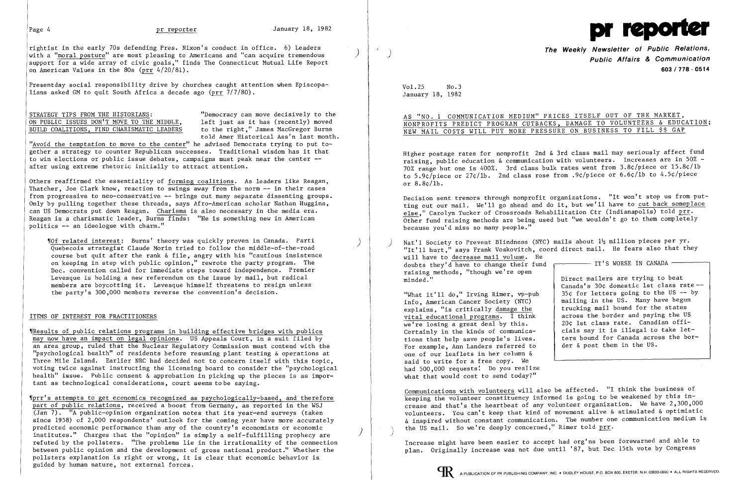rightist in the early 70s defending Pres. Nixon's conduct in office. 6) Leaders with a "moral posture" are most pleasing to Americans and "can acquire tremendous support for a wide array of civic goals," finds The Connecticut Mutual Life Report on American Values in the 80s (prr 4/20/81).

Presentday social responsibility drive by churches caught attention when Episcopalians asked GM to quit South Africa a decade ago (prr 7/7/80).

STRATEGY TIPS FROM THE HISTORIANS: ON PUBLIC ISSUES DON'T MOVE TO THE MIDDLE, BUILD COALITIONS, FIND CHARISMATIC LEADERS

"Democracy can move decisively to the left just as it has (recently) moved to the right," James MacGregor Burns told Amer Historical Ass'n last month. "Avoid the temptation to move to the center" he advised Democrats trying to put together a strategy to counter Republican successes. Traditional wisdom has it that to win elections or public issue debates, campaigns must peak near the center -- after using extreme rhetoric initially to attract attention.

Others reaffirmed the essentiality of forming coalitions. As leaders like Reagan, Thatcher, Joe Clark know, reaction to swings away from the norm -- in their cases from progressive to neo-conservative -- brings out many separate dissenting groups. Only by pulling together these threads, says Afro-American scholar Nathan Huggins, can US Democrats put down Reagan. Charisma is also necessary in the media era. Reagan is a charismatic leader, Burns finds: "He is something new in American politics -- an ideologue with charm."

¶Of related interest: Burns' theory was quickly proven in Canada. Parti Quebecois strategist Claude Morin tried to follow the middle-of-the-road course but quit after the rank & file, angry with his "cautious insistence on keeping in step with public opinion," rewrote the party program. The Dec. convention called for immediate steps toward independence. Premier Levesque is holding a new referendum on the issue by mail, but radical members are boycotting it. Levesque himself threatens to resign unless the party's 300,000 members reverse the convention's decision.

## ITEMS OF INTEREST FOR PRACTITIONERS

¶Results of public relations programs in building effective bridges with publics may now have an impact on legal opinions. US Appeals Court, in a suit filed by an area group, ruled that the Nuclear Regulatory Commission must contend with the "psychological health" of residents before resuming plant testing & operations at Three Mile Island. Earlier NRC had decided not to concern itself with this topic, voting twice against instructing the licensing board to consider the "psychological health" issue. Public consent & approbation in picking up the pieces is as important as technological considerations, court seems to be saying.

¶prr's attempts to get economics recognized as psychologically-based, and therefore part of public relations, received a boost from Germany, as reported in the WSJ (Jan 7). "A public-opinion organization notes that its year-end surveys (taken since 1958) of 2,000 respondents' outlook for the coming year have more accurately predicted economic performance than any of the country's economists or economic institutes." Charges that the "opinion" is simply a self-fulfilling prophecy are refuted by the pollsters. "The problems lie in the irrationality of the connection between public opinion and the development of gross national product." Whether the pollsters explanation is right or wrong, it is clear that economic behavior is guided by human nature, not external forces.

# pr reporter

**The Weekly Newsletter of Public Relations, Public Affairs & Communication**
**603 / 778 - 0514**

Vol.25 No.3
January 18, 1982

## AS "NO. 1 COMMUNICATION MEDIUM" PRICES ITSELF OUT OF THE MARKET, NONPROFITS PREDICT PROGRAM CUTBACKS, DAMAGE TO VOLUNTEERS & EDUCATION; NEW MAIL COSTS WILL PUT MORE PRESSURE ON BUSINESS TO FILL $$ GAP

Higher postage rates for nonprofit 2nd & 3rd class mail may seriously affect fund raising, public education & communication with volunteers. Increases are in 50% - 70% range but one is 400%. 3rd class bulk rates went from 3.8¢/piece or 15.8¢/lb to 5.9¢/piece or 27¢/lb. 2nd class rose from .9¢/piece or 6.6¢/lb to 4.5¢/piece or 8.8¢/lb.

Decision sent tremors through nonprofit organizations. "It won't stop us from putting out our mail. We'll go ahead and do it, but we'll have to cut back someplace else," Carolyn Tucker of Crossroads Rehabilitation Ctr (Indianapolis) told prr. Other fund raising methods are being used but "we wouldn't go to them completely because you'd miss so many people."

Nat'l Society to Prevent Blindness (NYC) mails about 1½ million pieces per yr. "It'll hurt," says Frank Voskovitch, coord direct mail. He fears also that they will have to decrease mail volume. He doubts they'd have to change their fund raising methods, "though we're open minded."

"What it'll do," Irving Rimer, vp-pub info, American Cancer Society (NYC) explains, "is critically damage the vital educational programs. I think we're losing a great deal by this. Certainly in the kinds of communications that help save people's lives. For example, Ann Landers referred to one of our leaflets in her column & said to write for a free copy. We had 500,000 requests! Do you realize what that would cost to send today?"

> **IT'S WORSE IN CANADA**
>
> Direct mailers are trying to beat Canada's 30¢ domestic 1st class rate -- 35¢ for letters going to the US -- by mailing in the US. Many have begun trucking mail bound for the states across the border and paying the US 20¢ 1st class rate. Canadian officials say it is illegal to take letters bound for Canada across the border & post them in the US.

Communications with volunteers will also be affected. "I think the business of keeping the volunteer constituency informed is going to be weakened by this increase and that's the heartbeat of any volunteer organization. We have 2,300,000 volunteers. You can't keep that kind of movement alive & stimulated & optimistic & inspired without constant communication. The number one communication medium is the US mail. So we're deeply concerned," Rimer told prr.

Increase might have been easier to accept had org'ns been forewarned and able to plan. Originally increase was not due until '87, but Dec 15th vote by Congress

A PUBLICATION OF PR PUBLISHING COMPANY, INC. • DUDLEY HOUSE, P.O. BOX 600, EXETER, N.H. 03833-0600 • ALL RIGHTS RESERVED.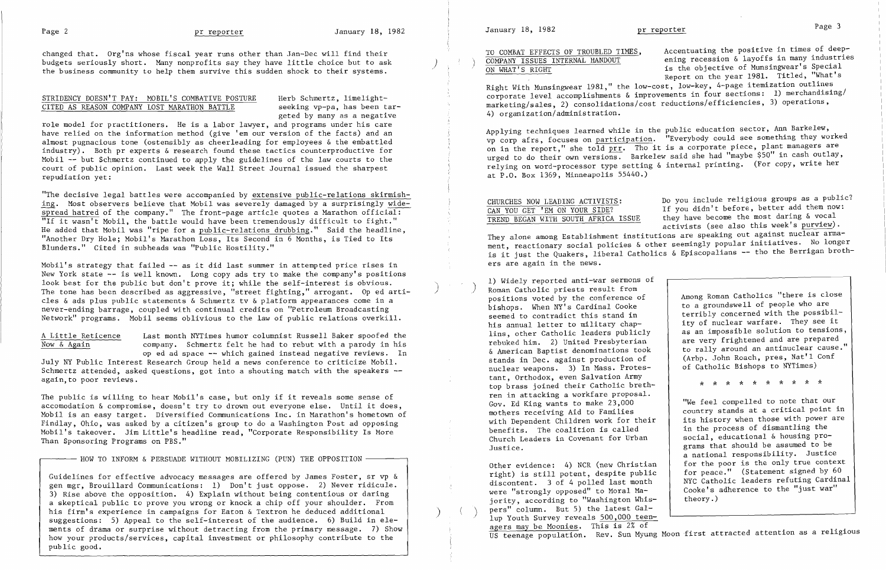changed that. Org'ns whose fiscal year runs other than Jan-Dec will find their budgets seriously short. Many nonprofits say they have little choice but to ask the business community to help them survive this sudden shock to their systems.

## STRIDENCY DOESN'T PAY: MOBIL'S COMBATIVE POSTURE CITED AS REASON COMPANY LOST MARATHON BATTLE

Herb Schmertz, limelight-seeking vp-pa, has been targeted by many as a negative role model for practitioners. He is a labor lawyer, and programs under his care have relied on the information method (give 'em our version of the facts) and an almost pugnacious tone (ostensibly as cheerleading for employees & the embattled industry). Both pr experts & research found these tactics counterproductive for Mobil -- but Schmertz continued to apply the guidelines of the law courts to the court of public opinion. Last week the Wall Street Journal issued the sharpest repudiation yet:

"The decisive legal battles were accompanied by extensive public-relations skirmishing. Most observers believe that Mobil was severely damaged by a surprisingly widespread hatred of the company." The front-page article quotes a Marathon official: "If it wasn't Mobil, the battle would have been tremendously difficult to fight." He added that Mobil was "ripe for a public-relations drubbing." Said the headline, "Another Dry Hole; Mobil's Marathon Loss, Its Second in 6 Months, is Tied to Its Blunders." Cited in subheads was "Public Hostility."

Mobil's strategy that failed -- as it did last summer in attempted price rises in New York state -- is well known. Long copy ads try to make the company's positions look best for the public but don't prove it; while the self-interest is obvious. The tone has been described as aggressive, "street fighting," arrogant. Op ed articles & ads plus public statements & Schmertz tv & platform appearances come in a never-ending barrage, coupled with continual credits on "Petroleum Broadcasting Network" programs. Mobil seems oblivious to the law of public relations overkill.

A Little Reticence Now & Again — Last month NYTimes humor columnist Russell Baker spoofed the company. Schmertz felt he had to rebut with a parody in his op ed ad space -- which gained instead negative reviews. In July NY Public Interest Research Group held a news conference to criticize Mobil. Schmertz attended, asked questions, got into a shouting match with the speakers -- again, to poor reviews.

The public is willing to hear Mobil's case, but only if it reveals some sense of accomodation & compromise, doesn't try to drown out everyone else. Until it does, Mobil is an easy target. Diversified Communications Inc. in Marathon's hometown of Findlay, Ohio, was asked by a citizen's group to do a Washington Post ad opposing Mobil's takeover. Jim Little's headline read, "Corporate Responsibility Is More Than Sponsoring Programs on PBS."

### HOW TO INFORM & PERSUADE WITHOUT MOBILIZING (PUN) THE OPPOSITION

Guidelines for effective advocacy messages are offered by James Foster, sr vp & gen mgr, Brouillard Communications: 1) Don't just oppose. 2) Never ridicule. 3) Rise above the opposition. 4) Explain without being contentious or daring a skeptical public to prove you wrong or knock a chip off your shoulder. From his firm's experience in campaigns for Eaton & Textron he deduced additional suggestions: 5) Appeal to the self-interest of the audience. 6) Build in elements of drama or surprise without detracting from the primary message. 7) Show how your products/services, capital investment or philosophy contribute to the public good.

## TO COMBAT EFFECTS OF TROUBLED TIMES, COMPANY ISSUES INTERNAL HANDOUT ON WHAT'S RIGHT

Accentuating the positive in times of deepening recession & layoffs in many industries is the objective of Munsingwear's Special Report on the year 1981. Titled, "What's Right With Munsingwear 1981," the low-cost, low-key, 4-page itemization outlines corporate level accomplishments & improvements in four sections: 1) merchandising/marketing/sales, 2) consolidations/cost reductions/efficiencies, 3) operations, 4) organization/administration.

Applying techniques learned while in the public education sector, Ann Barkelew, vp corp afrs, focuses on participation. "Everybody could see something they worked on in the report," she told prr. Tho it is a corporate piece, plant managers are urged to do their own versions. Barkelew said she had "maybe $50" in cash outlay, relying on word-processor type setting & internal printing. (For copy, write her at P.O. Box 1369, Minneapolis 55440.)

## CHURCHES NOW LEADING ACTIVISTS: CAN YOU GET 'EM ON YOUR SIDE? TREND BEGAN WITH SOUTH AFRICA ISSUE

Do you include religious groups as a public? If you didn't before, better add them now: they have become the most daring & vocal activists (see also this week's purview). They alone among Establishment institutions are speaking out against nuclear armament, reactionary social policies & other seemingly popular initiatives. No longer is it just the Quakers, liberal Catholics & Episcopalians -- tho the Berrigan brothers are again in the news.

1) Widely reported anti-war sermons of Roman Catholic priests result from positions voted by the conference of bishops. When NY's Cardinal Cooke seemed to contradict this stand in his annual letter to military chaplins, other Catholic leaders publicly rebuked him. 2) United Presbyterian & American Baptist denominations took stands in Dec. against production of nuclear weapons. 3) In Mass. Protestant, Orthodox, even Salvation Army top brass joined their Catholic brethren in attacking a workfare proposal. Gov. Ed King wants to make 23,000 mothers receiving Aid to Families with Dependent Children work for their benefits. The coalition is called Church Leaders in Covenant for Urban Justice.

Other evidence: 4) NCR (new Christian right) is still potent, despite public discontent. 3 of 4 polled last month were "strongly opposed" to Moral Majority, according to "Washington Whispers" column. But 5) the latest Gallup Youth Survey reveals 500,000 teenagers may be Moonies. This is 2% of US teenage population. Rev. Sun Myung Moon first attracted attention as a religious

> Among Roman Catholics "there is close to a groundswell of people who are terribly concerned with the possibility of nuclear warfare. They see it as an impossible solution to tensions, are very frightened and are prepared to rally around an antinuclear cause." (Arbp. John Roach, pres, Nat'l Conf of Catholic Bishops to NYTimes)
>
> * * * * * * * * * *
>
> "We feel compelled to note that our country stands at a critical point in its history when those with power are in the process of dismantling the social, educational & housing programs that should be assumed to be a national responsibility. Justice for the poor is the only true context for peace." (Statement signed by 60 NYC Catholic leaders refuting Cardinal Cooke's adherence to the "just war" theory.)